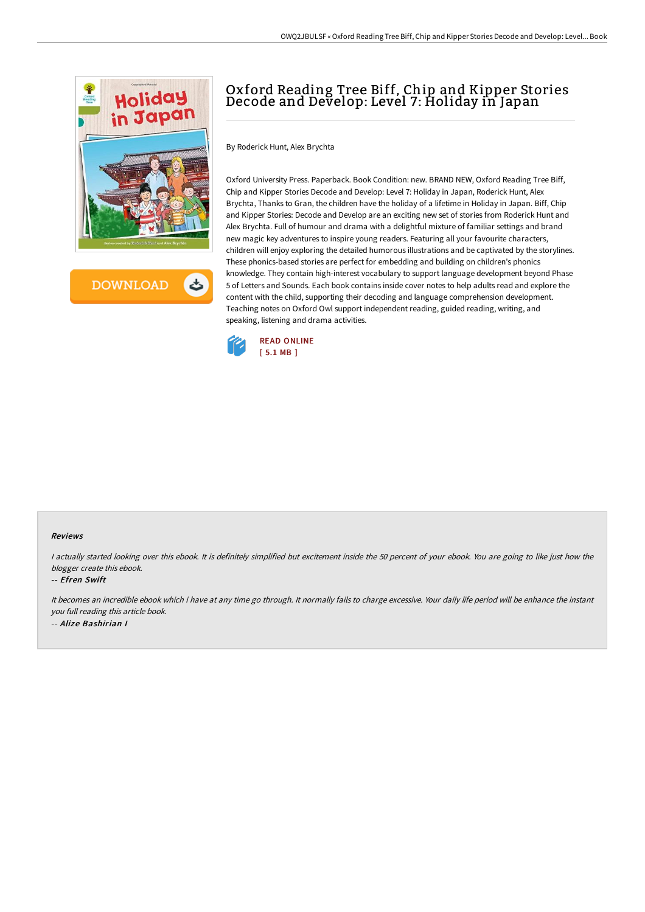# Oxford Reading Tree Biff, Chip and Kipper Stories Decode and Develop: Level 7: Holiday in Japan

By Roderick Hunt, Alex Brychta

Oxford University Press. Paperback. Book Condition: new. BRAND NEW, Oxford Reading Tree Biff, Chip and Kipper Stories Decode and Develop: Level 7: Holiday in Japan, Roderick Hunt, Alex Brychta, Thanks to Gran, the children have the holiday of a lifetime in Holiday in Japan. Biff, Chip and Kipper Stories: Decode and Develop are an exciting new set of stories from Roderick Hunt and Alex Brychta. Full of humour and drama with a delightful mixture of familiar settings and brand new magic key adventures to inspire young readers. Featuring all your favourite characters, children will enjoy exploring the detailed humorous illustrations and be captivated by the storylines. These phonics-based stories are perfect for embedding and building on children's phonics knowledge. They contain high-interest vocabulary to support language development beyond Phase 5 of Letters and Sounds. Each book contains inside cover notes to help adults read and explore the content with the child, supporting their decoding and language comprehension development. Teaching notes on Oxford Owl support independent reading, guided reading, writing, and speaking, listening and drama activities.

READ ONLINE
[ 5.1 MB ]

### Reviews

*I actually started looking over this ebook. It is definitely simplified but excitement inside the 50 percent of your ebook. You are going to like just how the blogger create this ebook.*

*-- Efren Swift*

*It becomes an incredible ebook which i have at any time go through. It normally fails to charge excessive. Your daily life period will be enhance the instant you full reading this article book.*

*-- Alize Bashirian I*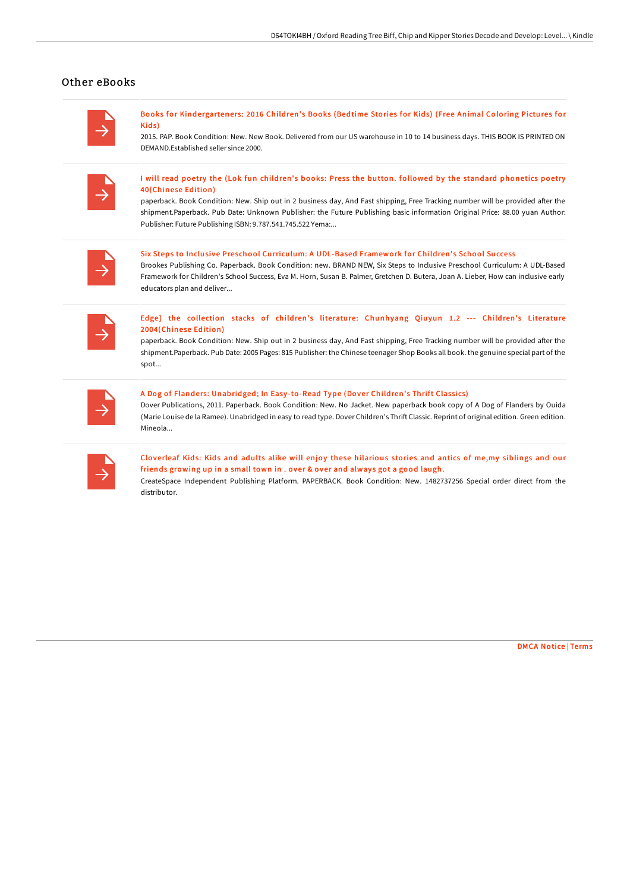## Other eBooks

**Books for Kindergarteners: 2016 Children's Books (Bedtime Stories for Kids) (Free Animal Coloring Pictures for Kids)**

2015. PAP. Book Condition: New. New Book. Delivered from our US warehouse in 10 to 14 business days. THIS BOOK IS PRINTED ON DEMAND.Established seller since 2000.

**I will read poetry the (Lok fun children's books: Press the button. followed by the standard phonetics poetry 40(Chinese Edition)**

paperback. Book Condition: New. Ship out in 2 business day, And Fast shipping, Free Tracking number will be provided after the shipment.Paperback. Pub Date: Unknown Publisher: the Future Publishing basic information Original Price: 88.00 yuan Author: Publisher: Future Publishing ISBN: 9.787.541.745.522 Yema:...

**Six Steps to Inclusive Preschool Curriculum: A UDL-Based Framework for Children's School Success**

Brookes Publishing Co. Paperback. Book Condition: new. BRAND NEW, Six Steps to Inclusive Preschool Curriculum: A UDL-Based Framework for Children's School Success, Eva M. Horn, Susan B. Palmer, Gretchen D. Butera, Joan A. Lieber, How can inclusive early educators plan and deliver...

**Edge] the collection stacks of children's literature: Chunhyang Qiuyun 1.2 --- Children's Literature 2004(Chinese Edition)**

paperback. Book Condition: New. Ship out in 2 business day, And Fast shipping, Free Tracking number will be provided after the shipment.Paperback. Pub Date: 2005 Pages: 815 Publisher: the Chinese teenager Shop Books all book. the genuine special part of the spot...

**A Dog of Flanders: Unabridged; In Easy-to-Read Type (Dover Children's Thrift Classics)**

Dover Publications, 2011. Paperback. Book Condition: New. No Jacket. New paperback book copy of A Dog of Flanders by Ouida (Marie Louise de la Ramee). Unabridged in easy to read type. Dover Children's Thrift Classic. Reprint of original edition. Green edition. Mineola...

**Cloverleaf Kids: Kids and adults alike will enjoy these hilarious stories and antics of me,my siblings and our friends growing up in a small town in . over & over and always got a good laugh.**

CreateSpace Independent Publishing Platform. PAPERBACK. Book Condition: New. 1482737256 Special order direct from the distributor.